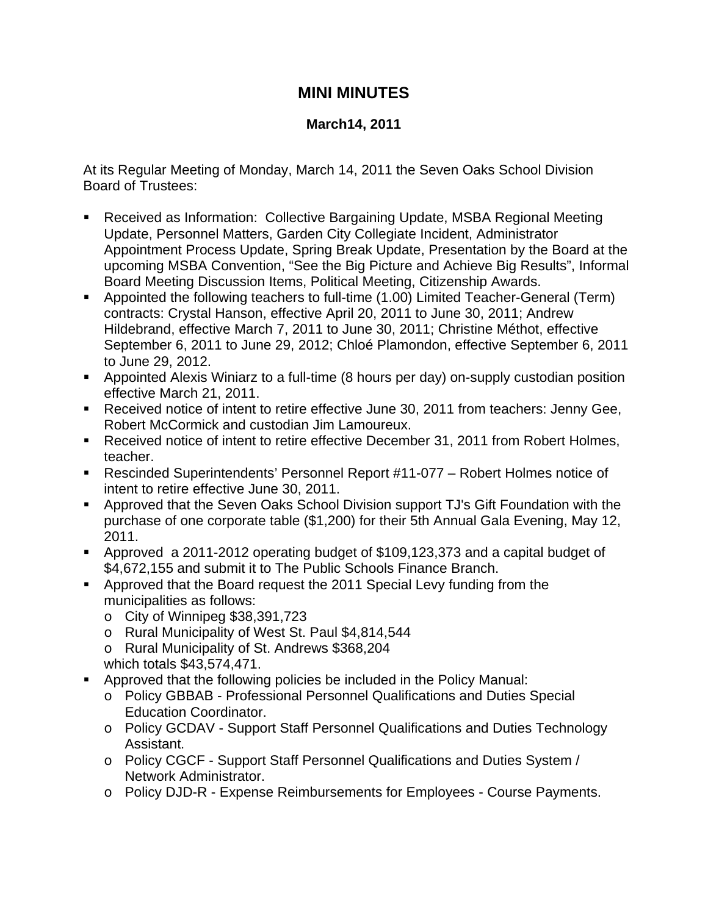# MINI MINUTES

## March14, 2011

At its Regular Meeting of Monday, March 14, 2011 the Seven Oaks School Division Board of Trustees:

- Received as Information: Collective Bargaining Update, MSBA Regional Meeting Update, Personnel Matters, Garden City Collegiate Incident, Administrator Appointment Process Update, Spring Break Update, Presentation by the Board at the upcoming MSBA Convention, "See the Big Picture and Achieve Big Results", Informal Board Meeting Discussion Items, Political Meeting, Citizenship Awards.
- Appointed the following teachers to full-time (1.00) Limited Teacher-General (Term) contracts: Crystal Hanson, effective April 20, 2011 to June 30, 2011; Andrew Hildebrand, effective March 7, 2011 to June 30, 2011; Christine Méthot, effective September 6, 2011 to June 29, 2012; Chloé Plamondon, effective September 6, 2011 to June 29, 2012.
- Appointed Alexis Winiarz to a full-time (8 hours per day) on-supply custodian position effective March 21, 2011.
- Received notice of intent to retire effective June 30, 2011 from teachers: Jenny Gee, Robert McCormick and custodian Jim Lamoureux.
- Received notice of intent to retire effective December 31, 2011 from Robert Holmes, teacher.
- Rescinded Superintendents' Personnel Report #11-077 – Robert Holmes notice of intent to retire effective June 30, 2011.
- Approved that the Seven Oaks School Division support TJ's Gift Foundation with the purchase of one corporate table ($1,200) for their 5th Annual Gala Evening, May 12, 2011.
- Approved a 2011-2012 operating budget of $109,123,373 and a capital budget of $4,672,155 and submit it to The Public Schools Finance Branch.
- Approved that the Board request the 2011 Special Levy funding from the municipalities as follows:
  - City of Winnipeg $38,391,723
  - Rural Municipality of West St. Paul $4,814,544
  - Rural Municipality of St. Andrews $368,204

  which totals $43,574,471.
- Approved that the following policies be included in the Policy Manual:
  - Policy GBBAB - Professional Personnel Qualifications and Duties Special Education Coordinator.
  - Policy GCDAV - Support Staff Personnel Qualifications and Duties Technology Assistant.
  - Policy CGCF - Support Staff Personnel Qualifications and Duties System / Network Administrator.
  - Policy DJD-R - Expense Reimbursements for Employees - Course Payments.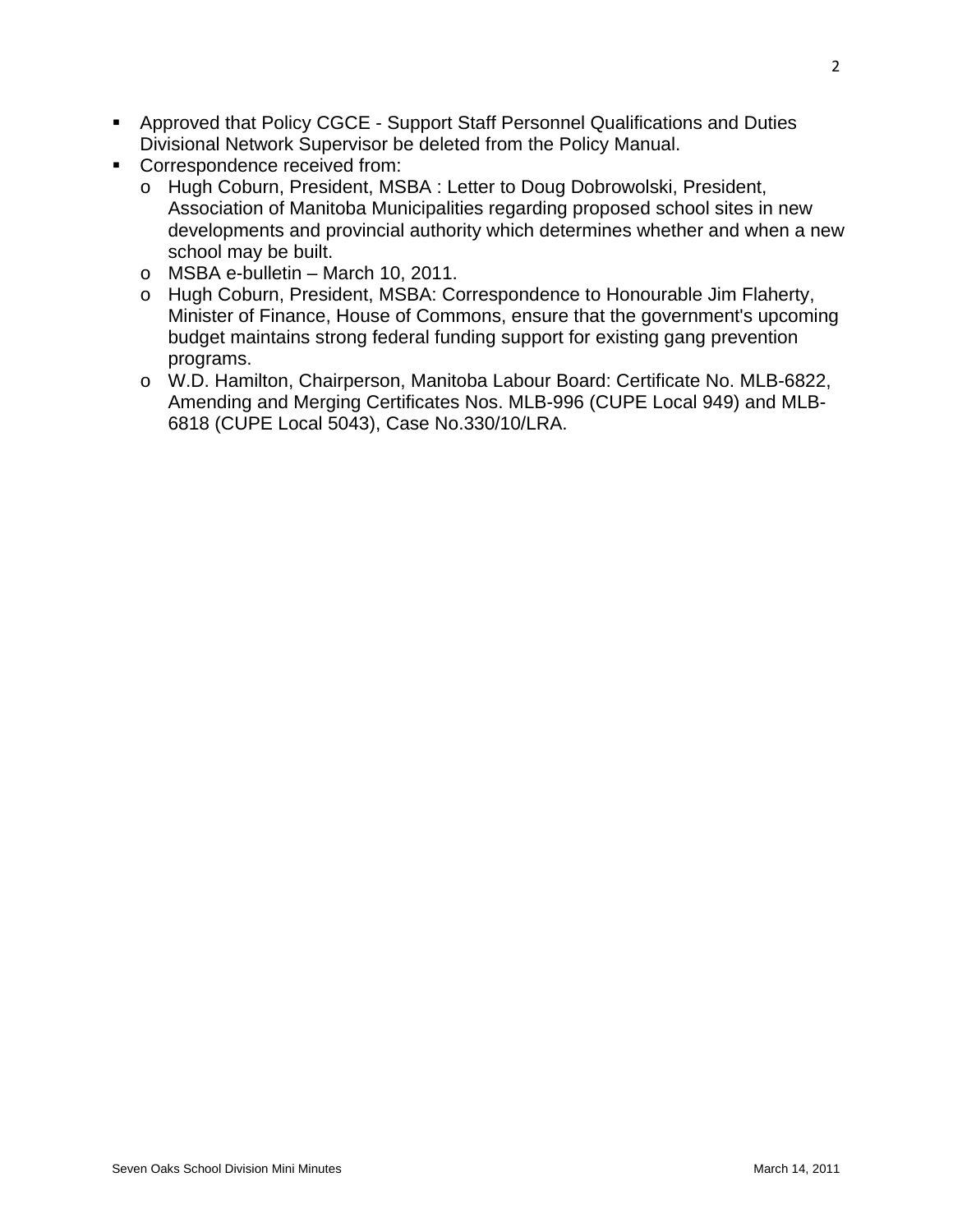- Approved that Policy CGCE - Support Staff Personnel Qualifications and Duties Divisional Network Supervisor be deleted from the Policy Manual.
- Correspondence received from:
  - Hugh Coburn, President, MSBA : Letter to Doug Dobrowolski, President, Association of Manitoba Municipalities regarding proposed school sites in new developments and provincial authority which determines whether and when a new school may be built.
  - MSBA e-bulletin – March 10, 2011.
  - Hugh Coburn, President, MSBA: Correspondence to Honourable Jim Flaherty, Minister of Finance, House of Commons, ensure that the government's upcoming budget maintains strong federal funding support for existing gang prevention programs.
  - W.D. Hamilton, Chairperson, Manitoba Labour Board: Certificate No. MLB-6822, Amending and Merging Certificates Nos. MLB-996 (CUPE Local 949) and MLB-6818 (CUPE Local 5043), Case No.330/10/LRA.